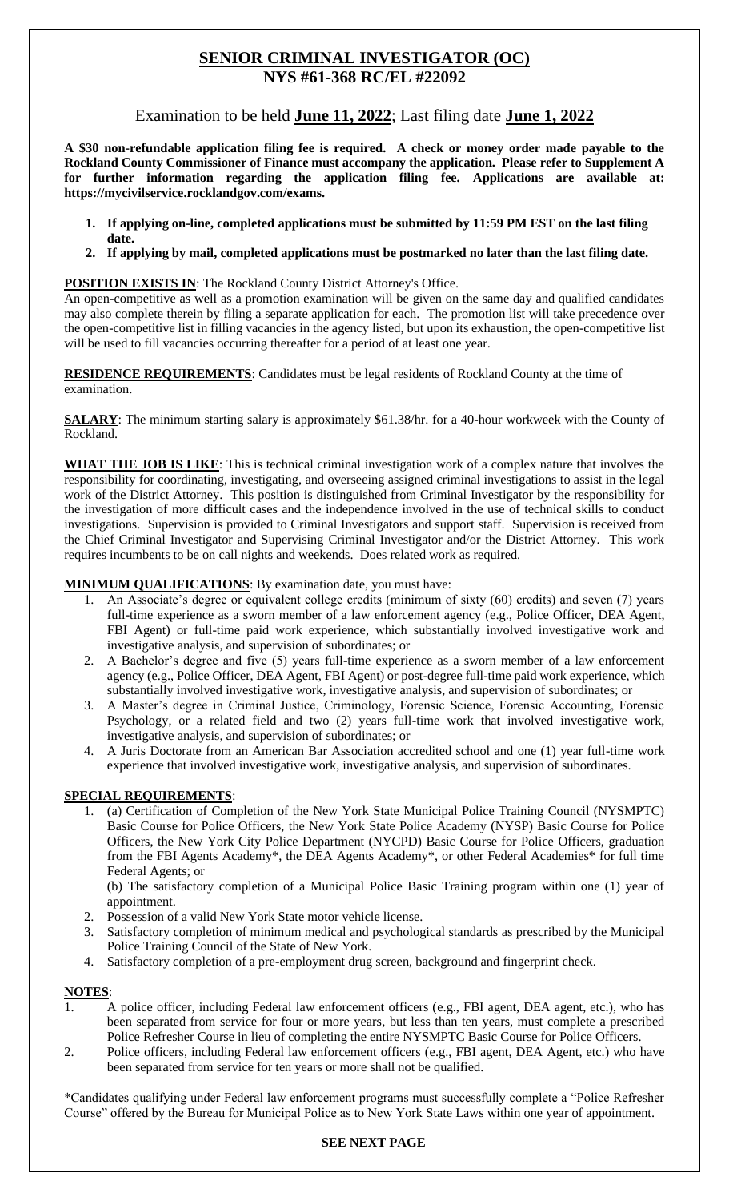# SENIOR CRIMINAL INVESTIGATOR (OC)
## NYS #61-368 RC/EL #22092

Examination to be held **June 11, 2022**; Last filing date **June 1, 2022**

**A $30 non-refundable application filing fee is required. A check or money order made payable to the Rockland County Commissioner of Finance must accompany the application. Please refer to Supplement A for further information regarding the application filing fee. Applications are available at: https://mycivilservice.rocklandgov.com/exams.**

1. **If applying on-line, completed applications must be submitted by 11:59 PM EST on the last filing date.**
2. **If applying by mail, completed applications must be postmarked no later than the last filing date.**

**POSITION EXISTS IN**: The Rockland County District Attorney's Office.
An open-competitive as well as a promotion examination will be given on the same day and qualified candidates may also complete therein by filing a separate application for each. The promotion list will take precedence over the open-competitive list in filling vacancies in the agency listed, but upon its exhaustion, the open-competitive list will be used to fill vacancies occurring thereafter for a period of at least one year.

**RESIDENCE REQUIREMENTS**: Candidates must be legal residents of Rockland County at the time of examination.

**SALARY**: The minimum starting salary is approximately $61.38/hr. for a 40-hour workweek with the County of Rockland.

**WHAT THE JOB IS LIKE**: This is technical criminal investigation work of a complex nature that involves the responsibility for coordinating, investigating, and overseeing assigned criminal investigations to assist in the legal work of the District Attorney. This position is distinguished from Criminal Investigator by the responsibility for the investigation of more difficult cases and the independence involved in the use of technical skills to conduct investigations. Supervision is provided to Criminal Investigators and support staff. Supervision is received from the Chief Criminal Investigator and Supervising Criminal Investigator and/or the District Attorney. This work requires incumbents to be on call nights and weekends. Does related work as required.

**MINIMUM QUALIFICATIONS**: By examination date, you must have:

1. An Associate's degree or equivalent college credits (minimum of sixty (60) credits) and seven (7) years full-time experience as a sworn member of a law enforcement agency (e.g., Police Officer, DEA Agent, FBI Agent) or full-time paid work experience, which substantially involved investigative work and investigative analysis, and supervision of subordinates; or
2. A Bachelor's degree and five (5) years full-time experience as a sworn member of a law enforcement agency (e.g., Police Officer, DEA Agent, FBI Agent) or post-degree full-time paid work experience, which substantially involved investigative work, investigative analysis, and supervision of subordinates; or
3. A Master's degree in Criminal Justice, Criminology, Forensic Science, Forensic Accounting, Forensic Psychology, or a related field and two (2) years full-time work that involved investigative work, investigative analysis, and supervision of subordinates; or
4. A Juris Doctorate from an American Bar Association accredited school and one (1) year full-time work experience that involved investigative work, investigative analysis, and supervision of subordinates.

**SPECIAL REQUIREMENTS**:

1. (a) Certification of Completion of the New York State Municipal Police Training Council (NYSMPTC) Basic Course for Police Officers, the New York State Police Academy (NYSP) Basic Course for Police Officers, the New York City Police Department (NYCPD) Basic Course for Police Officers, graduation from the FBI Agents Academy*, the DEA Agents Academy*, or other Federal Academies* for full time Federal Agents; or

   (b) The satisfactory completion of a Municipal Police Basic Training program within one (1) year of appointment.
2. Possession of a valid New York State motor vehicle license.
3. Satisfactory completion of minimum medical and psychological standards as prescribed by the Municipal Police Training Council of the State of New York.
4. Satisfactory completion of a pre-employment drug screen, background and fingerprint check.

**NOTES**:

1. A police officer, including Federal law enforcement officers (e.g., FBI agent, DEA agent, etc.), who has been separated from service for four or more years, but less than ten years, must complete a prescribed Police Refresher Course in lieu of completing the entire NYSMPTC Basic Course for Police Officers.
2. Police officers, including Federal law enforcement officers (e.g., FBI agent, DEA Agent, etc.) who have been separated from service for ten years or more shall not be qualified.

*Candidates qualifying under Federal law enforcement programs must successfully complete a "Police Refresher Course" offered by the Bureau for Municipal Police as to New York State Laws within one year of appointment.

**SEE NEXT PAGE**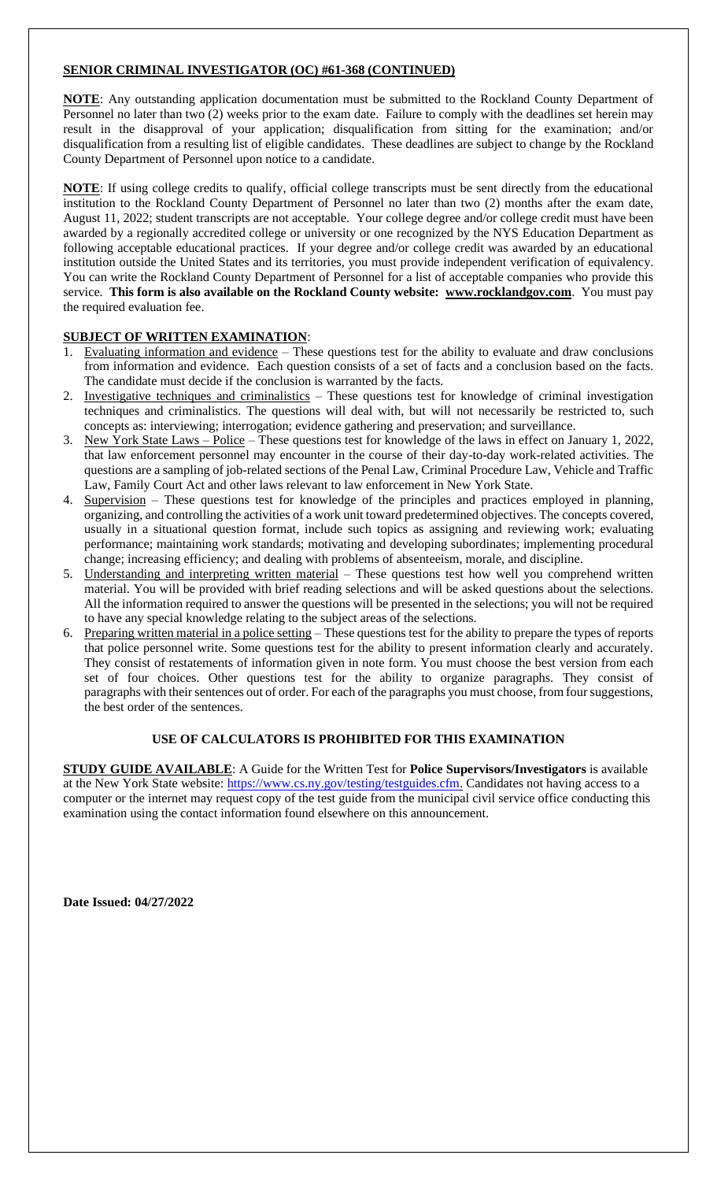**SENIOR CRIMINAL INVESTIGATOR (OC) #61-368 (CONTINUED)**

**NOTE**: Any outstanding application documentation must be submitted to the Rockland County Department of Personnel no later than two (2) weeks prior to the exam date. Failure to comply with the deadlines set herein may result in the disapproval of your application; disqualification from sitting for the examination; and/or disqualification from a resulting list of eligible candidates. These deadlines are subject to change by the Rockland County Department of Personnel upon notice to a candidate.

**NOTE**: If using college credits to qualify, official college transcripts must be sent directly from the educational institution to the Rockland County Department of Personnel no later than two (2) months after the exam date, August 11, 2022; student transcripts are not acceptable. Your college degree and/or college credit must have been awarded by a regionally accredited college or university or one recognized by the NYS Education Department as following acceptable educational practices. If your degree and/or college credit was awarded by an educational institution outside the United States and its territories, you must provide independent verification of equivalency. You can write the Rockland County Department of Personnel for a list of acceptable companies who provide this service. **This form is also available on the Rockland County website: www.rocklandgov.com**. You must pay the required evaluation fee.

**SUBJECT OF WRITTEN EXAMINATION**:

1. Evaluating information and evidence – These questions test for the ability to evaluate and draw conclusions from information and evidence. Each question consists of a set of facts and a conclusion based on the facts. The candidate must decide if the conclusion is warranted by the facts.
2. Investigative techniques and criminalistics – These questions test for knowledge of criminal investigation techniques and criminalistics. The questions will deal with, but will not necessarily be restricted to, such concepts as: interviewing; interrogation; evidence gathering and preservation; and surveillance.
3. New York State Laws – Police – These questions test for knowledge of the laws in effect on January 1, 2022, that law enforcement personnel may encounter in the course of their day-to-day work-related activities. The questions are a sampling of job-related sections of the Penal Law, Criminal Procedure Law, Vehicle and Traffic Law, Family Court Act and other laws relevant to law enforcement in New York State.
4. Supervision – These questions test for knowledge of the principles and practices employed in planning, organizing, and controlling the activities of a work unit toward predetermined objectives. The concepts covered, usually in a situational question format, include such topics as assigning and reviewing work; evaluating performance; maintaining work standards; motivating and developing subordinates; implementing procedural change; increasing efficiency; and dealing with problems of absenteeism, morale, and discipline.
5. Understanding and interpreting written material – These questions test how well you comprehend written material. You will be provided with brief reading selections and will be asked questions about the selections. All the information required to answer the questions will be presented in the selections; you will not be required to have any special knowledge relating to the subject areas of the selections.
6. Preparing written material in a police setting – These questions test for the ability to prepare the types of reports that police personnel write. Some questions test for the ability to present information clearly and accurately. They consist of restatements of information given in note form. You must choose the best version from each set of four choices. Other questions test for the ability to organize paragraphs. They consist of paragraphs with their sentences out of order. For each of the paragraphs you must choose, from four suggestions, the best order of the sentences.

**USE OF CALCULATORS IS PROHIBITED FOR THIS EXAMINATION**

**STUDY GUIDE AVAILABLE**: A Guide for the Written Test for **Police Supervisors/Investigators** is available at the New York State website: https://www.cs.ny.gov/testing/testguides.cfm. Candidates not having access to a computer or the internet may request copy of the test guide from the municipal civil service office conducting this examination using the contact information found elsewhere on this announcement.

**Date Issued: 04/27/2022**